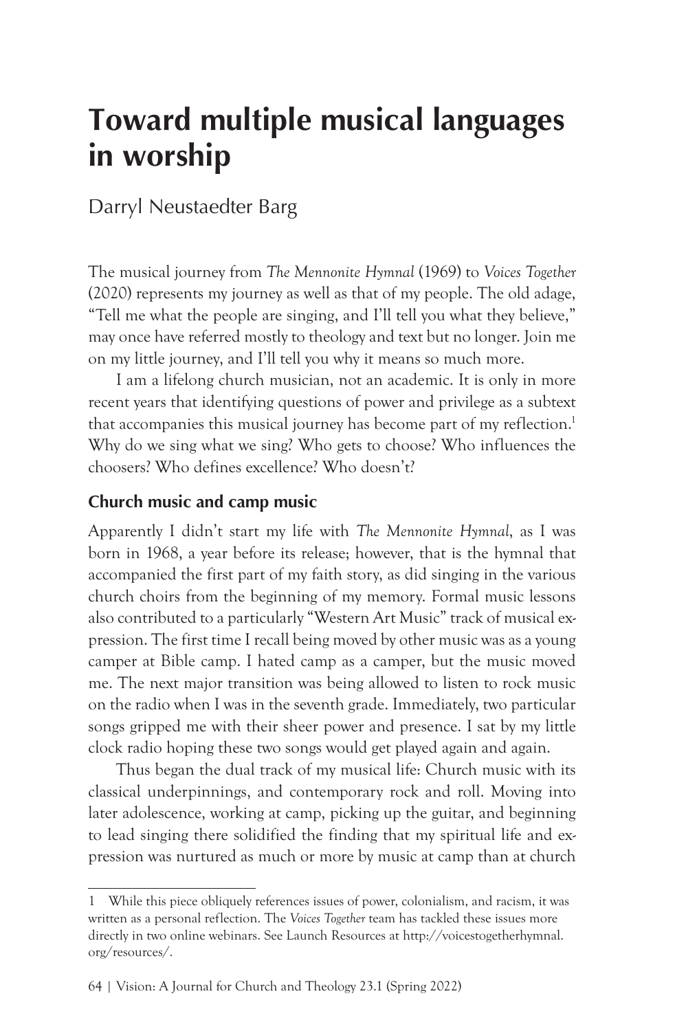# Toward multiple musical languages in worship

Darryl Neustaedter Barg

The musical journey from *The Mennonite Hymnal* (1969) to *Voices Together* (2020) represents my journey as well as that of my people. The old adage, "Tell me what the people are singing, and I'll tell you what they believe," may once have referred mostly to theology and text but no longer. Join me on my little journey, and I'll tell you why it means so much more.

I am a lifelong church musician, not an academic. It is only in more recent years that identifying questions of power and privilege as a subtext that accompanies this musical journey has become part of my reflection.[1] Why do we sing what we sing? Who gets to choose? Who influences the choosers? Who defines excellence? Who doesn't?

### Church music and camp music

Apparently I didn't start my life with *The Mennonite Hymnal*, as I was born in 1968, a year before its release; however, that is the hymnal that accompanied the first part of my faith story, as did singing in the various church choirs from the beginning of my memory. Formal music lessons also contributed to a particularly "Western Art Music" track of musical expression. The first time I recall being moved by other music was as a young camper at Bible camp. I hated camp as a camper, but the music moved me. The next major transition was being allowed to listen to rock music on the radio when I was in the seventh grade. Immediately, two particular songs gripped me with their sheer power and presence. I sat by my little clock radio hoping these two songs would get played again and again.

Thus began the dual track of my musical life: Church music with its classical underpinnings, and contemporary rock and roll. Moving into later adolescence, working at camp, picking up the guitar, and beginning to lead singing there solidified the finding that my spiritual life and expression was nurtured as much or more by music at camp than at church

1 While this piece obliquely references issues of power, colonialism, and racism, it was written as a personal reflection. The *Voices Together* team has tackled these issues more directly in two online webinars. See Launch Resources at http://voicestogetherhymnal.org/resources/.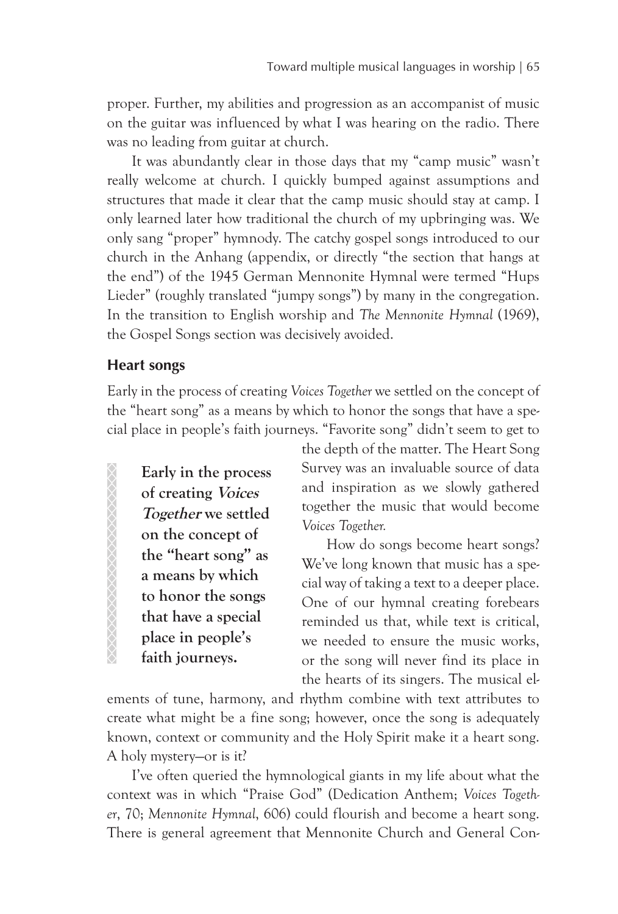proper. Further, my abilities and progression as an accompanist of music on the guitar was influenced by what I was hearing on the radio. There was no leading from guitar at church.

It was abundantly clear in those days that my "camp music" wasn't really welcome at church. I quickly bumped against assumptions and structures that made it clear that the camp music should stay at camp. I only learned later how traditional the church of my upbringing was. We only sang "proper" hymnody. The catchy gospel songs introduced to our church in the Anhang (appendix, or directly "the section that hangs at the end") of the 1945 German Mennonite Hymnal were termed "Hups Lieder" (roughly translated "jumpy songs") by many in the congregation. In the transition to English worship and *The Mennonite Hymnal* (1969), the Gospel Songs section was decisively avoided.

## Heart songs

Early in the process of creating *Voices Together* we settled on the concept of the "heart song" as a means by which to honor the songs that have a special place in people's faith journeys. "Favorite song" didn't seem to get to the depth of the matter. The Heart Song Survey was an invaluable source of data and inspiration as we slowly gathered together the music that would become *Voices Together.*

> **Early in the process of creating *Voices Together* we settled on the concept of the "heart song" as a means by which to honor the songs that have a special place in people's faith journeys.**

How do songs become heart songs? We've long known that music has a special way of taking a text to a deeper place. One of our hymnal creating forebears reminded us that, while text is critical, we needed to ensure the music works, or the song will never find its place in the hearts of its singers. The musical elements of tune, harmony, and rhythm combine with text attributes to create what might be a fine song; however, once the song is adequately known, context or community and the Holy Spirit make it a heart song. A holy mystery—or is it?

I've often queried the hymnological giants in my life about what the context was in which "Praise God" (Dedication Anthem; *Voices Together*, 70; *Mennonite Hymnal*, 606) could flourish and become a heart song. There is general agreement that Mennonite Church and General Con-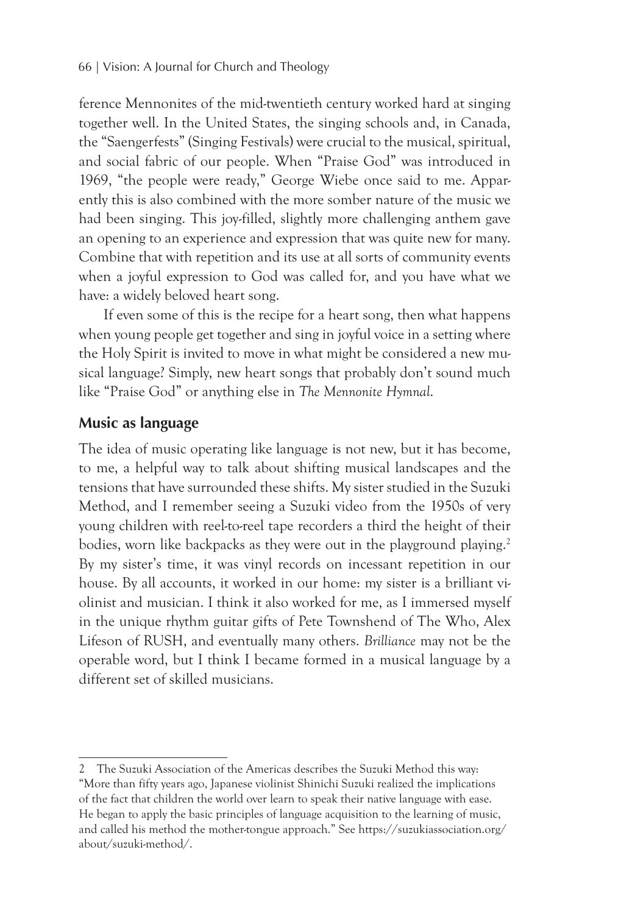ference Mennonites of the mid-twentieth century worked hard at singing together well. In the United States, the singing schools and, in Canada, the "Saengerfests" (Singing Festivals) were crucial to the musical, spiritual, and social fabric of our people. When "Praise God" was introduced in 1969, "the people were ready," George Wiebe once said to me. Apparently this is also combined with the more somber nature of the music we had been singing. This joy-filled, slightly more challenging anthem gave an opening to an experience and expression that was quite new for many. Combine that with repetition and its use at all sorts of community events when a joyful expression to God was called for, and you have what we have: a widely beloved heart song.

If even some of this is the recipe for a heart song, then what happens when young people get together and sing in joyful voice in a setting where the Holy Spirit is invited to move in what might be considered a new musical language? Simply, new heart songs that probably don't sound much like "Praise God" or anything else in *The Mennonite Hymnal*.

## Music as language

The idea of music operating like language is not new, but it has become, to me, a helpful way to talk about shifting musical landscapes and the tensions that have surrounded these shifts. My sister studied in the Suzuki Method, and I remember seeing a Suzuki video from the 1950s of very young children with reel-to-reel tape recorders a third the height of their bodies, worn like backpacks as they were out in the playground playing.[2] By my sister's time, it was vinyl records on incessant repetition in our house. By all accounts, it worked in our home: my sister is a brilliant violinist and musician. I think it also worked for me, as I immersed myself in the unique rhythm guitar gifts of Pete Townshend of The Who, Alex Lifeson of RUSH, and eventually many others. *Brilliance* may not be the operable word, but I think I became formed in a musical language by a different set of skilled musicians.

---

2 The Suzuki Association of the Americas describes the Suzuki Method this way: "More than fifty years ago, Japanese violinist Shinichi Suzuki realized the implications of the fact that children the world over learn to speak their native language with ease. He began to apply the basic principles of language acquisition to the learning of music, and called his method the mother-tongue approach." See https://suzukiassociation.org/about/suzuki-method/.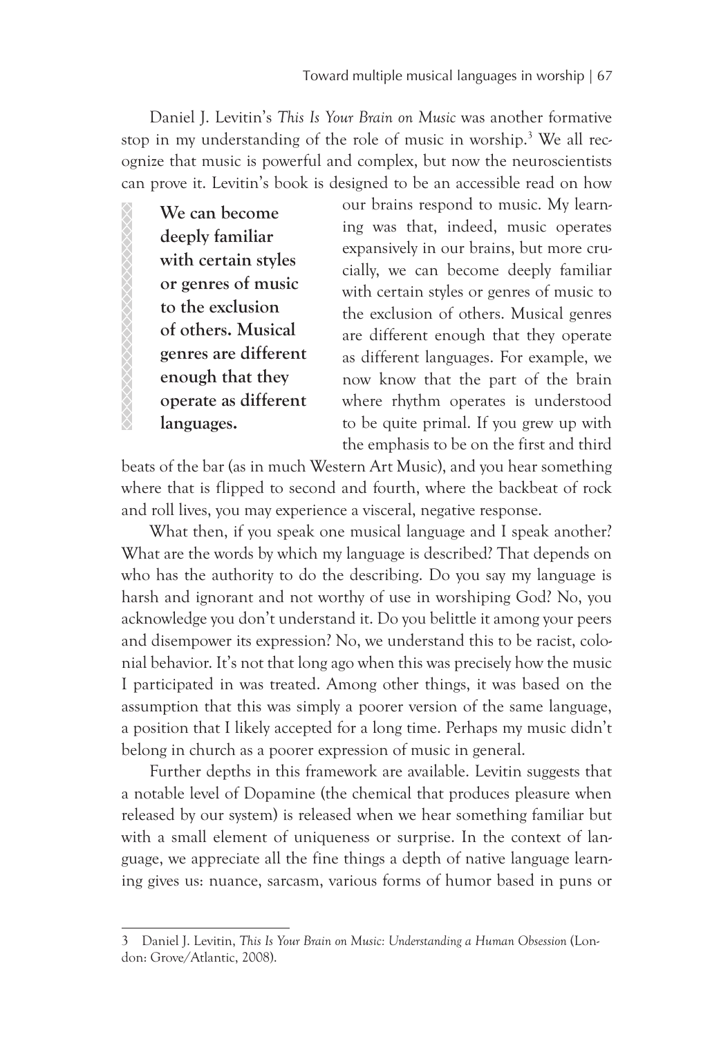Daniel J. Levitin's *This Is Your Brain on Music* was another formative stop in my understanding of the role of music in worship.[3] We all recognize that music is powerful and complex, but now the neuroscientists can prove it. Levitin's book is designed to be an accessible read on how our brains respond to music. My learning was that, indeed, music operates expansively in our brains, but more crucially, we can become deeply familiar with certain styles or genres of music to the exclusion of others. Musical genres are different enough that they operate as different languages. For example, we now know that the part of the brain where rhythm operates is understood to be quite primal. If you grew up with the emphasis to be on the first and third beats of the bar (as in much Western Art Music), and you hear something where that is flipped to second and fourth, where the backbeat of rock and roll lives, you may experience a visceral, negative response.

> **We can become deeply familiar with certain styles or genres of music to the exclusion of others. Musical genres are different enough that they operate as different languages.**

What then, if you speak one musical language and I speak another? What are the words by which my language is described? That depends on who has the authority to do the describing. Do you say my language is harsh and ignorant and not worthy of use in worshiping God? No, you acknowledge you don't understand it. Do you belittle it among your peers and disempower its expression? No, we understand this to be racist, colonial behavior. It's not that long ago when this was precisely how the music I participated in was treated. Among other things, it was based on the assumption that this was simply a poorer version of the same language, a position that I likely accepted for a long time. Perhaps my music didn't belong in church as a poorer expression of music in general.

Further depths in this framework are available. Levitin suggests that a notable level of Dopamine (the chemical that produces pleasure when released by our system) is released when we hear something familiar but with a small element of uniqueness or surprise. In the context of language, we appreciate all the fine things a depth of native language learning gives us: nuance, sarcasm, various forms of humor based in puns or

---

3 Daniel J. Levitin, *This Is Your Brain on Music: Understanding a Human Obsession* (London: Grove/Atlantic, 2008).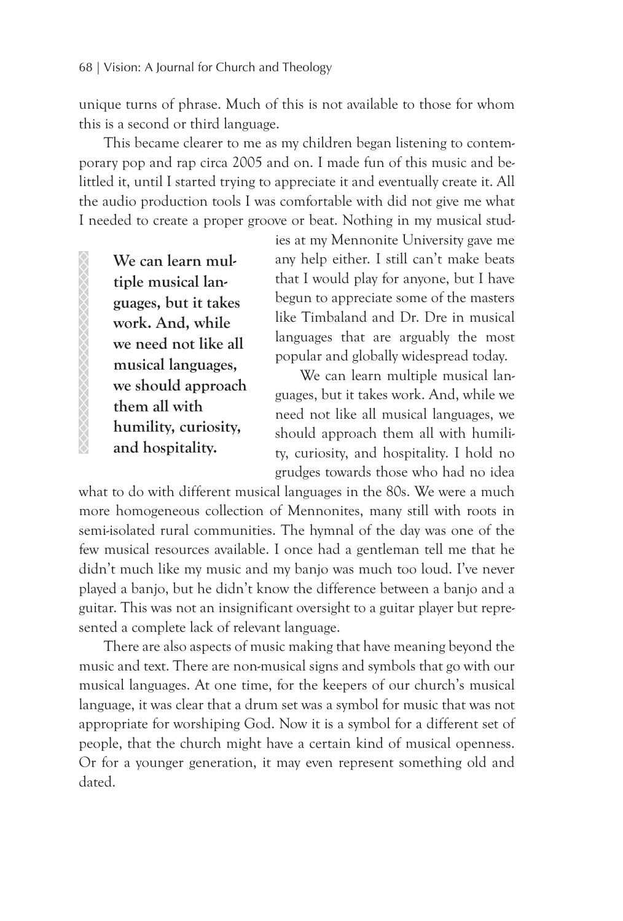unique turns of phrase. Much of this is not available to those for whom this is a second or third language.

This became clearer to me as my children began listening to contemporary pop and rap circa 2005 and on. I made fun of this music and belittled it, until I started trying to appreciate it and eventually create it. All the audio production tools I was comfortable with did not give me what I needed to create a proper groove or beat. Nothing in my musical studies at my Mennonite University gave me any help either. I still can't make beats that I would play for anyone, but I have begun to appreciate some of the masters like Timbaland and Dr. Dre in musical languages that are arguably the most popular and globally widespread today.

> **We can learn multiple musical languages, but it takes work. And, while we need not like all musical languages, we should approach them all with humility, curiosity, and hospitality.**

We can learn multiple musical languages, but it takes work. And, while we need not like all musical languages, we should approach them all with humility, curiosity, and hospitality. I hold no grudges towards those who had no idea what to do with different musical languages in the 80s. We were a much more homogeneous collection of Mennonites, many still with roots in semi-isolated rural communities. The hymnal of the day was one of the few musical resources available. I once had a gentleman tell me that he didn't much like my music and my banjo was much too loud. I've never played a banjo, but he didn't know the difference between a banjo and a guitar. This was not an insignificant oversight to a guitar player but represented a complete lack of relevant language.

There are also aspects of music making that have meaning beyond the music and text. There are non-musical signs and symbols that go with our musical languages. At one time, for the keepers of our church's musical language, it was clear that a drum set was a symbol for music that was not appropriate for worshiping God. Now it is a symbol for a different set of people, that the church might have a certain kind of musical openness. Or for a younger generation, it may even represent something old and dated.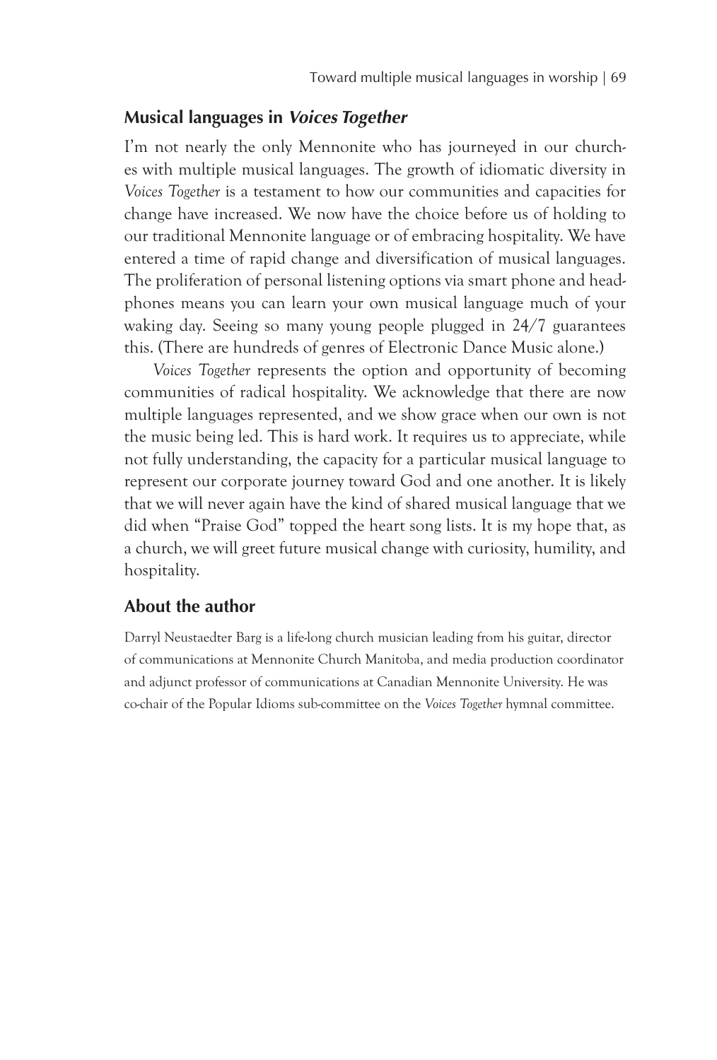## Musical languages in *Voices Together*

I'm not nearly the only Mennonite who has journeyed in our churches with multiple musical languages. The growth of idiomatic diversity in *Voices Together* is a testament to how our communities and capacities for change have increased. We now have the choice before us of holding to our traditional Mennonite language or of embracing hospitality. We have entered a time of rapid change and diversification of musical languages. The proliferation of personal listening options via smart phone and headphones means you can learn your own musical language much of your waking day. Seeing so many young people plugged in 24/7 guarantees this. (There are hundreds of genres of Electronic Dance Music alone.)

*Voices Together* represents the option and opportunity of becoming communities of radical hospitality. We acknowledge that there are now multiple languages represented, and we show grace when our own is not the music being led. This is hard work. It requires us to appreciate, while not fully understanding, the capacity for a particular musical language to represent our corporate journey toward God and one another. It is likely that we will never again have the kind of shared musical language that we did when "Praise God" topped the heart song lists. It is my hope that, as a church, we will greet future musical change with curiosity, humility, and hospitality.

## About the author

Darryl Neustaedter Barg is a life-long church musician leading from his guitar, director of communications at Mennonite Church Manitoba, and media production coordinator and adjunct professor of communications at Canadian Mennonite University. He was co-chair of the Popular Idioms sub-committee on the *Voices Together* hymnal committee.